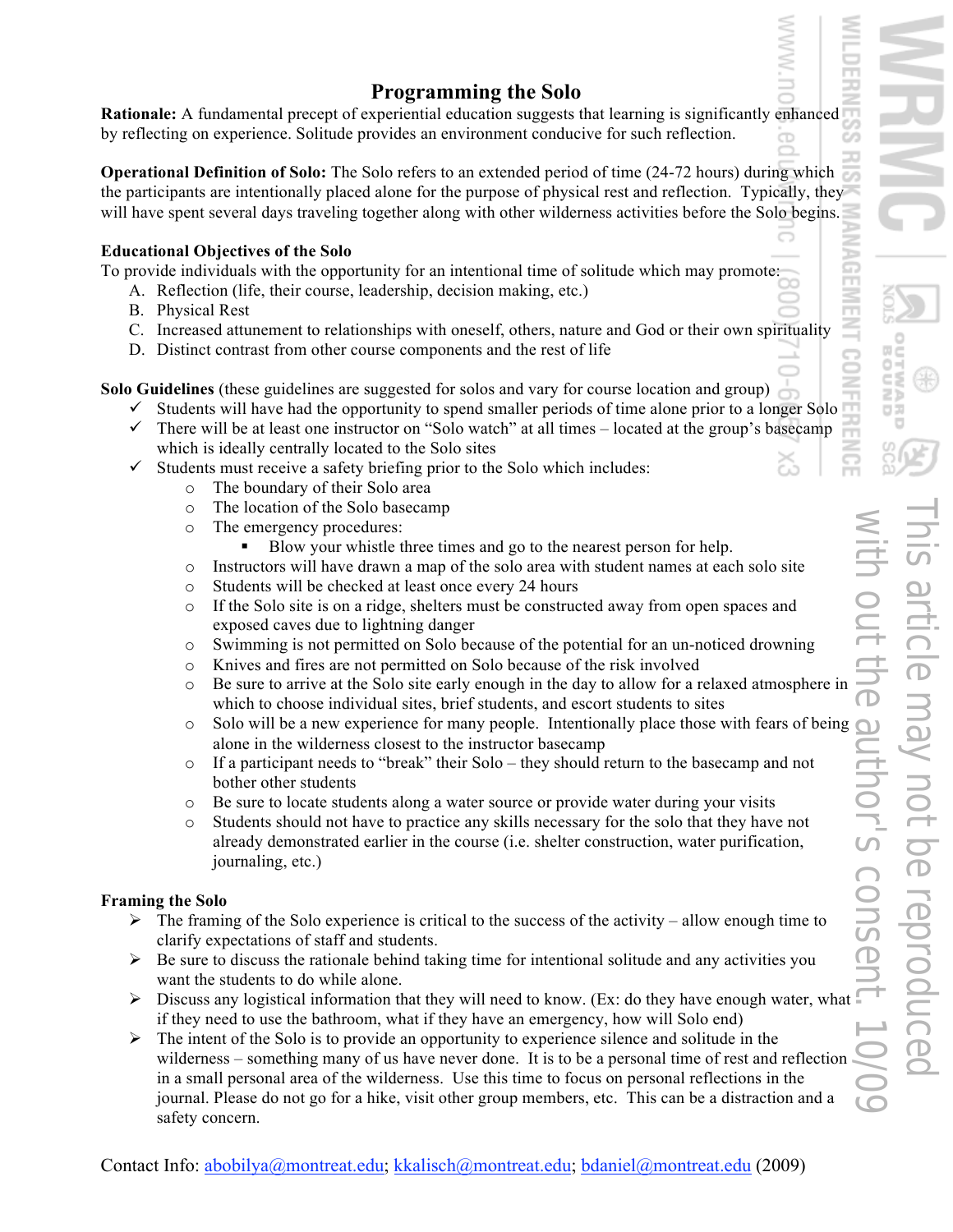# Programming the Solo

**Rationale:** A fundamental precept of experiential education suggests that learning is significantly enhanced by reflecting on experience. Solitude provides an environment conducive for such reflection.

**Operational Definition of Solo:** The Solo refers to an extended period of time (24-72 hours) during which the participants are intentionally placed alone for the purpose of physical rest and reflection. Typically, they will have spent several days traveling together along with other wilderness activities before the Solo begins.

**Educational Objectives of the Solo**

To provide individuals with the opportunity for an intentional time of solitude which may promote:

A. Reflection (life, their course, leadership, decision making, etc.)
B. Physical Rest
C. Increased attunement to relationships with oneself, others, nature and God or their own spirituality
D. Distinct contrast from other course components and the rest of life

**Solo Guidelines** (these guidelines are suggested for solos and vary for course location and group)

- ✓ Students will have had the opportunity to spend smaller periods of time alone prior to a longer Solo
- ✓ There will be at least one instructor on "Solo watch" at all times – located at the group's basecamp which is ideally centrally located to the Solo sites
- ✓ Students must receive a safety briefing prior to the Solo which includes:
  - The boundary of their Solo area
  - The location of the Solo basecamp
  - The emergency procedures:
    - Blow your whistle three times and go to the nearest person for help.
  - Instructors will have drawn a map of the solo area with student names at each solo site
  - Students will be checked at least once every 24 hours
  - If the Solo site is on a ridge, shelters must be constructed away from open spaces and exposed caves due to lightning danger
  - Swimming is not permitted on Solo because of the potential for an un-noticed drowning
  - Knives and fires are not permitted on Solo because of the risk involved
  - Be sure to arrive at the Solo site early enough in the day to allow for a relaxed atmosphere in which to choose individual sites, brief students, and escort students to sites
  - Solo will be a new experience for many people. Intentionally place those with fears of being alone in the wilderness closest to the instructor basecamp
  - If a participant needs to "break" their Solo – they should return to the basecamp and not bother other students
  - Be sure to locate students along a water source or provide water during your visits
  - Students should not have to practice any skills necessary for the solo that they have not already demonstrated earlier in the course (i.e. shelter construction, water purification, journaling, etc.)

**Framing the Solo**

- ➢ The framing of the Solo experience is critical to the success of the activity – allow enough time to clarify expectations of staff and students.
- ➢ Be sure to discuss the rationale behind taking time for intentional solitude and any activities you want the students to do while alone.
- ➢ Discuss any logistical information that they will need to know. (Ex: do they have enough water, what if they need to use the bathroom, what if they have an emergency, how will Solo end)
- ➢ The intent of the Solo is to provide an opportunity to experience silence and solitude in the wilderness – something many of us have never done. It is to be a personal time of rest and reflection in a small personal area of the wilderness. Use this time to focus on personal reflections in the journal. Please do not go for a hike, visit other group members, etc. This can be a distraction and a safety concern.

Contact Info: abobilya@montreat.edu; kkalisch@montreat.edu; bdaniel@montreat.edu (2009)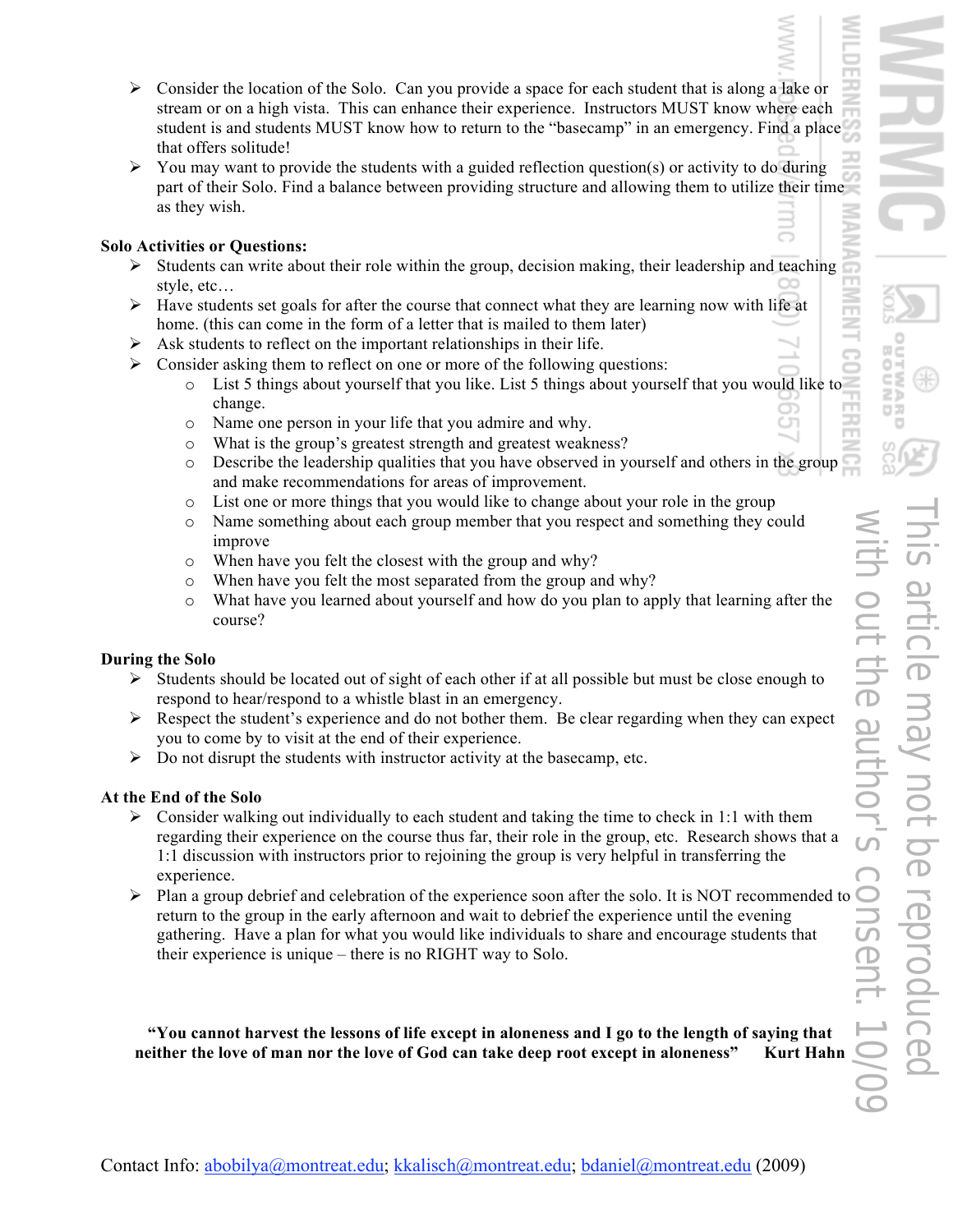- Consider the location of the Solo. Can you provide a space for each student that is along a lake or stream or on a high vista. This can enhance their experience. Instructors MUST know where each student is and students MUST know how to return to the "basecamp" in an emergency. Find a place that offers solitude!
- You may want to provide the students with a guided reflection question(s) or activity to do during part of their Solo. Find a balance between providing structure and allowing them to utilize their time as they wish.

**Solo Activities or Questions:**

- Students can write about their role within the group, decision making, their leadership and teaching style, etc…
- Have students set goals for after the course that connect what they are learning now with life at home. (this can come in the form of a letter that is mailed to them later)
- Ask students to reflect on the important relationships in their life.
- Consider asking them to reflect on one or more of the following questions:
  - List 5 things about yourself that you like. List 5 things about yourself that you would like to change.
  - Name one person in your life that you admire and why.
  - What is the group's greatest strength and greatest weakness?
  - Describe the leadership qualities that you have observed in yourself and others in the group and make recommendations for areas of improvement.
  - List one or more things that you would like to change about your role in the group
  - Name something about each group member that you respect and something they could improve
  - When have you felt the closest with the group and why?
  - When have you felt the most separated from the group and why?
  - What have you learned about yourself and how do you plan to apply that learning after the course?

**During the Solo**

- Students should be located out of sight of each other if at all possible but must be close enough to respond to hear/respond to a whistle blast in an emergency.
- Respect the student's experience and do not bother them. Be clear regarding when they can expect you to come by to visit at the end of their experience.
- Do not disrupt the students with instructor activity at the basecamp, etc.

**At the End of the Solo**

- Consider walking out individually to each student and taking the time to check in 1:1 with them regarding their experience on the course thus far, their role in the group, etc. Research shows that a 1:1 discussion with instructors prior to rejoining the group is very helpful in transferring the experience.
- Plan a group debrief and celebration of the experience soon after the solo. It is NOT recommended to return to the group in the early afternoon and wait to debrief the experience until the evening gathering. Have a plan for what you would like individuals to share and encourage students that their experience is unique – there is no RIGHT way to Solo.

**"You cannot harvest the lessons of life except in aloneness and I go to the length of saying that neither the love of man nor the love of God can take deep root except in aloneness" Kurt Hahn**

Contact Info: abobilya@montreat.edu; kkalisch@montreat.edu; bdaniel@montreat.edu (2009)

This article may not be reproduced with out the author's consent. 10/09